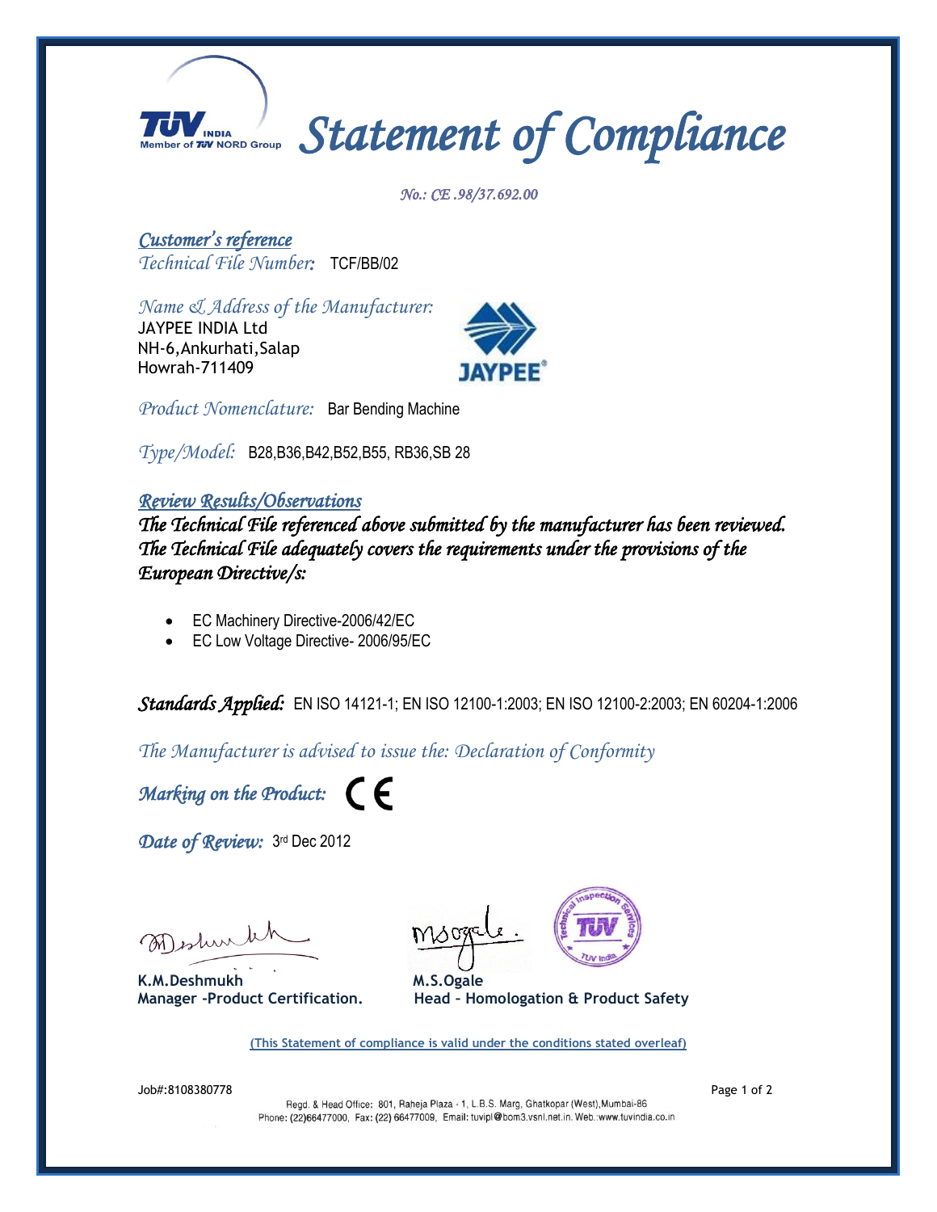# Statement of Compliance

*No.: CE .98/37.692.00*

## *Customer's reference*

*Technical File Number:* TCF/BB/02

*Name & Address of the Manufacturer:*
JAYPEE INDIA Ltd
NH-6,Ankurhati,Salap
Howrah-711409

*Product Nomenclature:* Bar Bending Machine

*Type/Model:* B28,B36,B42,B52,B55, RB36,SB 28

## *Review Results/Observations*

***The Technical File referenced above submitted by the manufacturer has been reviewed. The Technical File adequately covers the requirements under the provisions of the European Directive/s:***

- EC Machinery Directive-2006/42/EC
- EC Low Voltage Directive- 2006/95/EC

***Standards Applied:*** EN ISO 14121-1; EN ISO 12100-1:2003; EN ISO 12100-2:2003; EN 60204-1:2006

*The Manufacturer is advised to issue the: Declaration of Conformity*

***Marking on the Product:*** CE

***Date of Review:*** 3rd Dec 2012

**K.M.Deshmukh**
**Manager -Product Certification.**

**M.S.Ogale**
**Head – Homologation & Product Safety**

(This Statement of compliance is valid under the conditions stated overleaf)

Job#:8108380778

Regd. & Head Office: 801, Raheja Plaza - 1, L.B.S. Marg, Ghatkopar (West),Mumbai-86
Phone: (22)66477000, Fax: (22) 66477009, Email: tuvipl@bom3.vsnl.net.in. Web.:www.tuvindia.co.in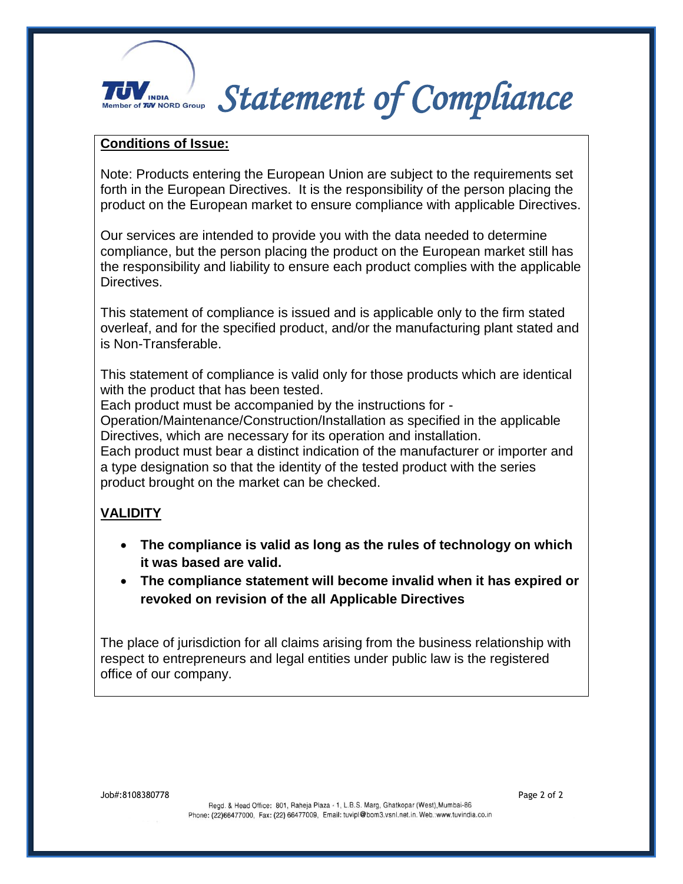# Statement of Compliance

**Conditions of Issue:**

Note: Products entering the European Union are subject to the requirements set forth in the European Directives. It is the responsibility of the person placing the product on the European market to ensure compliance with applicable Directives.

Our services are intended to provide you with the data needed to determine compliance, but the person placing the product on the European market still has the responsibility and liability to ensure each product complies with the applicable Directives.

This statement of compliance is issued and is applicable only to the firm stated overleaf, and for the specified product, and/or the manufacturing plant stated and is Non-Transferable.

This statement of compliance is valid only for those products which are identical with the product that has been tested.
Each product must be accompanied by the instructions for - Operation/Maintenance/Construction/Installation as specified in the applicable Directives, which are necessary for its operation and installation.
Each product must bear a distinct indication of the manufacturer or importer and a type designation so that the identity of the tested product with the series product brought on the market can be checked.

**VALIDITY**

- **The compliance is valid as long as the rules of technology on which it was based are valid.**
- **The compliance statement will become invalid when it has expired or revoked on revision of the all Applicable Directives**

The place of jurisdiction for all claims arising from the business relationship with respect to entrepreneurs and legal entities under public law is the registered office of our company.

Job#:8108380778

Regd. & Head Office: 801, Raheja Plaza - 1, L.B.S. Marg, Ghatkopar (West),Mumbai-86
Phone: (22)66477000, Fax: (22) 66477009, Email: tuvipl@bom3.vsnl.net.in. Web.:www.tuvindia.co.in